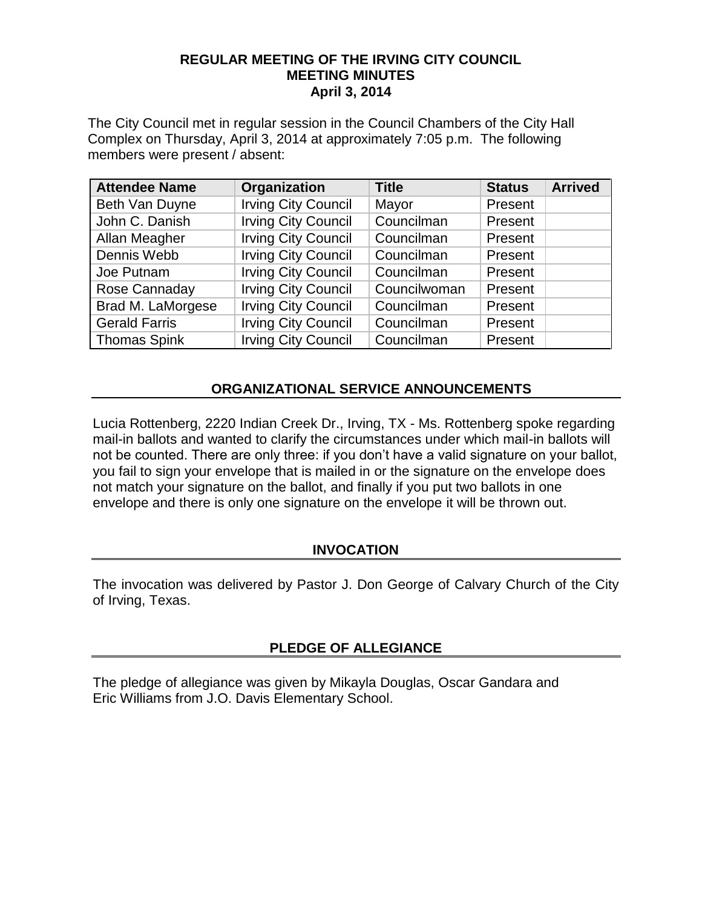**REGULAR MEETING OF THE IRVING CITY COUNCIL**
**MEETING MINUTES**
**April 3, 2014**

The City Council met in regular session in the Council Chambers of the City Hall Complex on Thursday, April 3, 2014 at approximately 7:05 p.m. The following members were present / absent:

| Attendee Name | Organization | Title | Status | Arrived |
|---|---|---|---|---|
| Beth Van Duyne | Irving City Council | Mayor | Present | |
| John C. Danish | Irving City Council | Councilman | Present | |
| Allan Meagher | Irving City Council | Councilman | Present | |
| Dennis Webb | Irving City Council | Councilman | Present | |
| Joe Putnam | Irving City Council | Councilman | Present | |
| Rose Cannaday | Irving City Council | Councilwoman | Present | |
| Brad M. LaMorgese | Irving City Council | Councilman | Present | |
| Gerald Farris | Irving City Council | Councilman | Present | |
| Thomas Spink | Irving City Council | Councilman | Present | |

## ORGANIZATIONAL SERVICE ANNOUNCEMENTS

Lucia Rottenberg, 2220 Indian Creek Dr., Irving, TX - Ms. Rottenberg spoke regarding mail-in ballots and wanted to clarify the circumstances under which mail-in ballots will not be counted. There are only three: if you don't have a valid signature on your ballot, you fail to sign your envelope that is mailed in or the signature on the envelope does not match your signature on the ballot, and finally if you put two ballots in one envelope and there is only one signature on the envelope it will be thrown out.

## INVOCATION

The invocation was delivered by Pastor J. Don George of Calvary Church of the City of Irving, Texas.

## PLEDGE OF ALLEGIANCE

The pledge of allegiance was given by Mikayla Douglas, Oscar Gandara and Eric Williams from J.O. Davis Elementary School.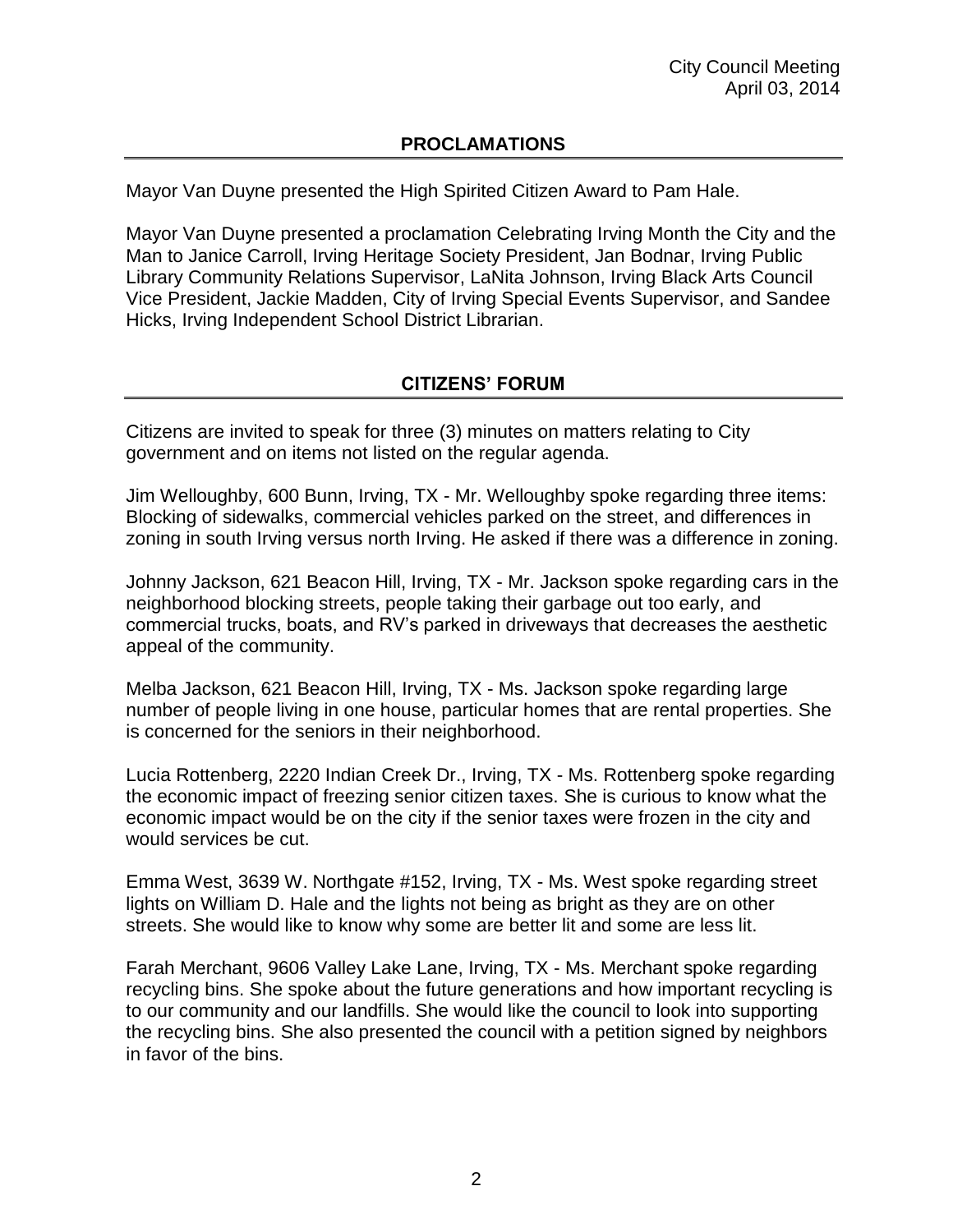## PROCLAMATIONS

Mayor Van Duyne presented the High Spirited Citizen Award to Pam Hale.

Mayor Van Duyne presented a proclamation Celebrating Irving Month the City and the Man to Janice Carroll, Irving Heritage Society President, Jan Bodnar, Irving Public Library Community Relations Supervisor, LaNita Johnson, Irving Black Arts Council Vice President, Jackie Madden, City of Irving Special Events Supervisor, and Sandee Hicks, Irving Independent School District Librarian.

## CITIZENS' FORUM

Citizens are invited to speak for three (3) minutes on matters relating to City government and on items not listed on the regular agenda.

Jim Welloughby, 600 Bunn, Irving, TX - Mr. Welloughby spoke regarding three items: Blocking of sidewalks, commercial vehicles parked on the street, and differences in zoning in south Irving versus north Irving. He asked if there was a difference in zoning.

Johnny Jackson, 621 Beacon Hill, Irving, TX - Mr. Jackson spoke regarding cars in the neighborhood blocking streets, people taking their garbage out too early, and commercial trucks, boats, and RV's parked in driveways that decreases the aesthetic appeal of the community.

Melba Jackson, 621 Beacon Hill, Irving, TX - Ms. Jackson spoke regarding large number of people living in one house, particular homes that are rental properties. She is concerned for the seniors in their neighborhood.

Lucia Rottenberg, 2220 Indian Creek Dr., Irving, TX - Ms. Rottenberg spoke regarding the economic impact of freezing senior citizen taxes. She is curious to know what the economic impact would be on the city if the senior taxes were frozen in the city and would services be cut.

Emma West, 3639 W. Northgate #152, Irving, TX - Ms. West spoke regarding street lights on William D. Hale and the lights not being as bright as they are on other streets. She would like to know why some are better lit and some are less lit.

Farah Merchant, 9606 Valley Lake Lane, Irving, TX - Ms. Merchant spoke regarding recycling bins. She spoke about the future generations and how important recycling is to our community and our landfills. She would like the council to look into supporting the recycling bins. She also presented the council with a petition signed by neighbors in favor of the bins.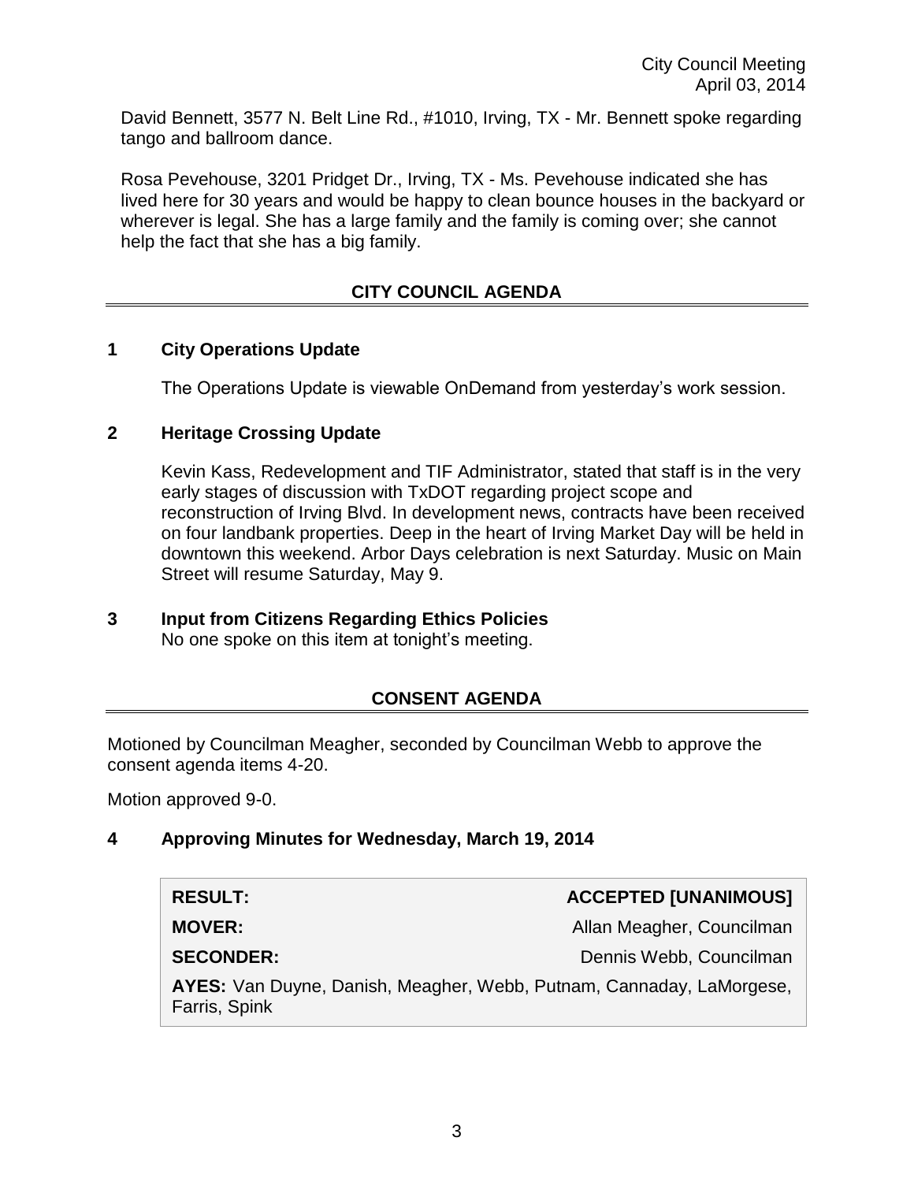David Bennett, 3577 N. Belt Line Rd., #1010, Irving, TX - Mr. Bennett spoke regarding tango and ballroom dance.

Rosa Pevehouse, 3201 Pridget Dr., Irving, TX - Ms. Pevehouse indicated she has lived here for 30 years and would be happy to clean bounce houses in the backyard or wherever is legal. She has a large family and the family is coming over; she cannot help the fact that she has a big family.

## CITY COUNCIL AGENDA

### 1 City Operations Update

The Operations Update is viewable OnDemand from yesterday's work session.

### 2 Heritage Crossing Update

Kevin Kass, Redevelopment and TIF Administrator, stated that staff is in the very early stages of discussion with TxDOT regarding project scope and reconstruction of Irving Blvd. In development news, contracts have been received on four landbank properties. Deep in the heart of Irving Market Day will be held in downtown this weekend. Arbor Days celebration is next Saturday. Music on Main Street will resume Saturday, May 9.

### 3 Input from Citizens Regarding Ethics Policies

No one spoke on this item at tonight's meeting.

## CONSENT AGENDA

Motioned by Councilman Meagher, seconded by Councilman Webb to approve the consent agenda items 4-20.

Motion approved 9-0.

### 4 Approving Minutes for Wednesday, March 19, 2014

| | |
|---|---|
| **RESULT:** | **ACCEPTED [UNANIMOUS]** |
| **MOVER:** | Allan Meagher, Councilman |
| **SECONDER:** | Dennis Webb, Councilman |
| **AYES:** Van Duyne, Danish, Meagher, Webb, Putnam, Cannaday, LaMorgese, Farris, Spink | |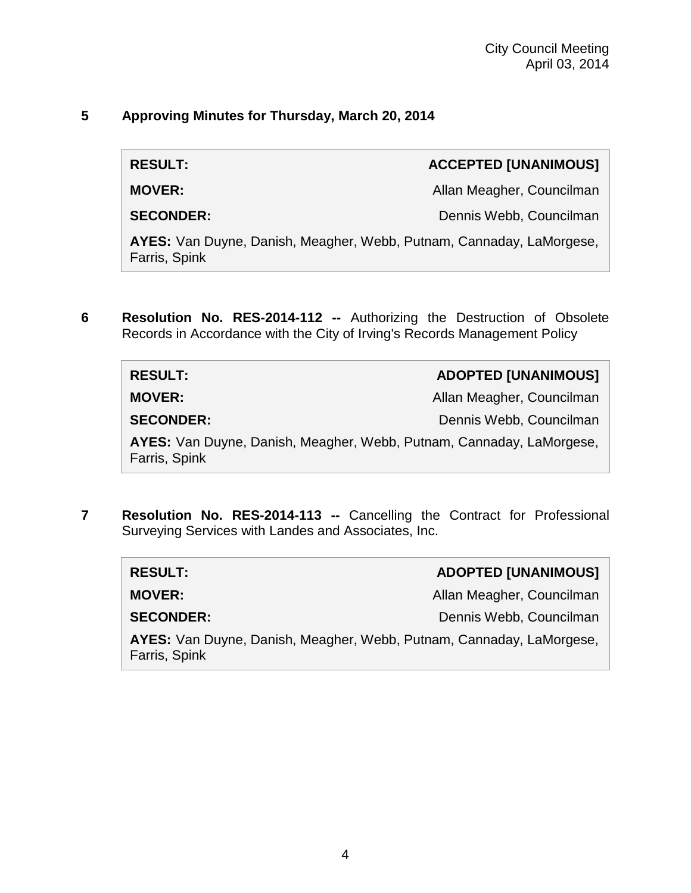**5 Approving Minutes for Thursday, March 20, 2014**

| **RESULT:** | **ACCEPTED [UNANIMOUS]** |
| --- | --- |
| **MOVER:** | Allan Meagher, Councilman |
| **SECONDER:** | Dennis Webb, Councilman |
| **AYES:** Van Duyne, Danish, Meagher, Webb, Putnam, Cannaday, LaMorgese, Farris, Spink | |

**6 Resolution No. RES-2014-112 --** Authorizing the Destruction of Obsolete Records in Accordance with the City of Irving's Records Management Policy

| **RESULT:** | **ADOPTED [UNANIMOUS]** |
| --- | --- |
| **MOVER:** | Allan Meagher, Councilman |
| **SECONDER:** | Dennis Webb, Councilman |
| **AYES:** Van Duyne, Danish, Meagher, Webb, Putnam, Cannaday, LaMorgese, Farris, Spink | |

**7 Resolution No. RES-2014-113 --** Cancelling the Contract for Professional Surveying Services with Landes and Associates, Inc.

| **RESULT:** | **ADOPTED [UNANIMOUS]** |
| --- | --- |
| **MOVER:** | Allan Meagher, Councilman |
| **SECONDER:** | Dennis Webb, Councilman |
| **AYES:** Van Duyne, Danish, Meagher, Webb, Putnam, Cannaday, LaMorgese, Farris, Spink | |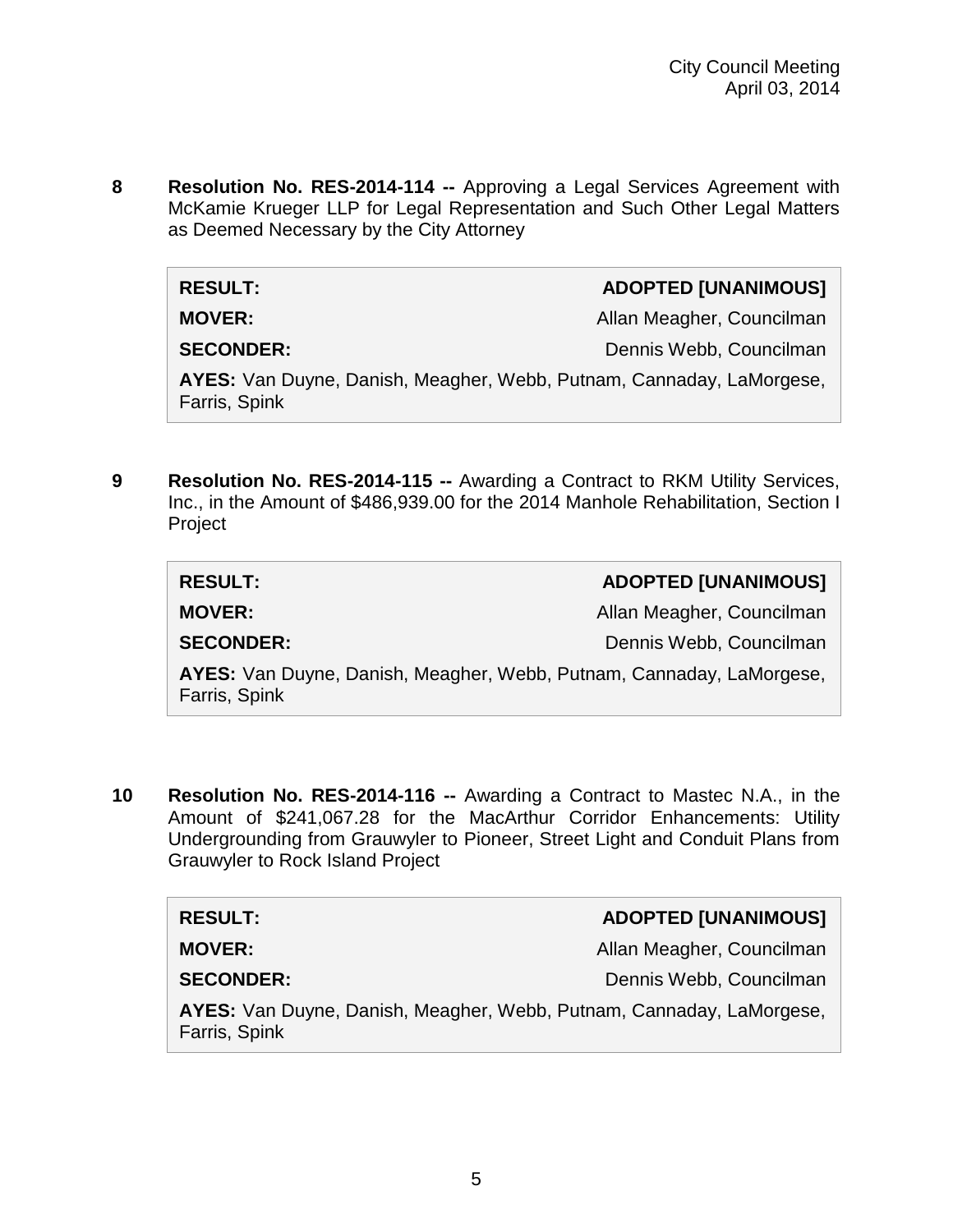**8 Resolution No. RES-2014-114 --** Approving a Legal Services Agreement with McKamie Krueger LLP for Legal Representation and Such Other Legal Matters as Deemed Necessary by the City Attorney

| | |
|---|---|
| **RESULT:** | **ADOPTED [UNANIMOUS]** |
| **MOVER:** | Allan Meagher, Councilman |
| **SECONDER:** | Dennis Webb, Councilman |
| **AYES:** Van Duyne, Danish, Meagher, Webb, Putnam, Cannaday, LaMorgese, Farris, Spink | |

**9 Resolution No. RES-2014-115 --** Awarding a Contract to RKM Utility Services, Inc., in the Amount of $486,939.00 for the 2014 Manhole Rehabilitation, Section I Project

| | |
|---|---|
| **RESULT:** | **ADOPTED [UNANIMOUS]** |
| **MOVER:** | Allan Meagher, Councilman |
| **SECONDER:** | Dennis Webb, Councilman |
| **AYES:** Van Duyne, Danish, Meagher, Webb, Putnam, Cannaday, LaMorgese, Farris, Spink | |

**10 Resolution No. RES-2014-116 --** Awarding a Contract to Mastec N.A., in the Amount of $241,067.28 for the MacArthur Corridor Enhancements: Utility Undergrounding from Grauwyler to Pioneer, Street Light and Conduit Plans from Grauwyler to Rock Island Project

| | |
|---|---|
| **RESULT:** | **ADOPTED [UNANIMOUS]** |
| **MOVER:** | Allan Meagher, Councilman |
| **SECONDER:** | Dennis Webb, Councilman |
| **AYES:** Van Duyne, Danish, Meagher, Webb, Putnam, Cannaday, LaMorgese, Farris, Spink | |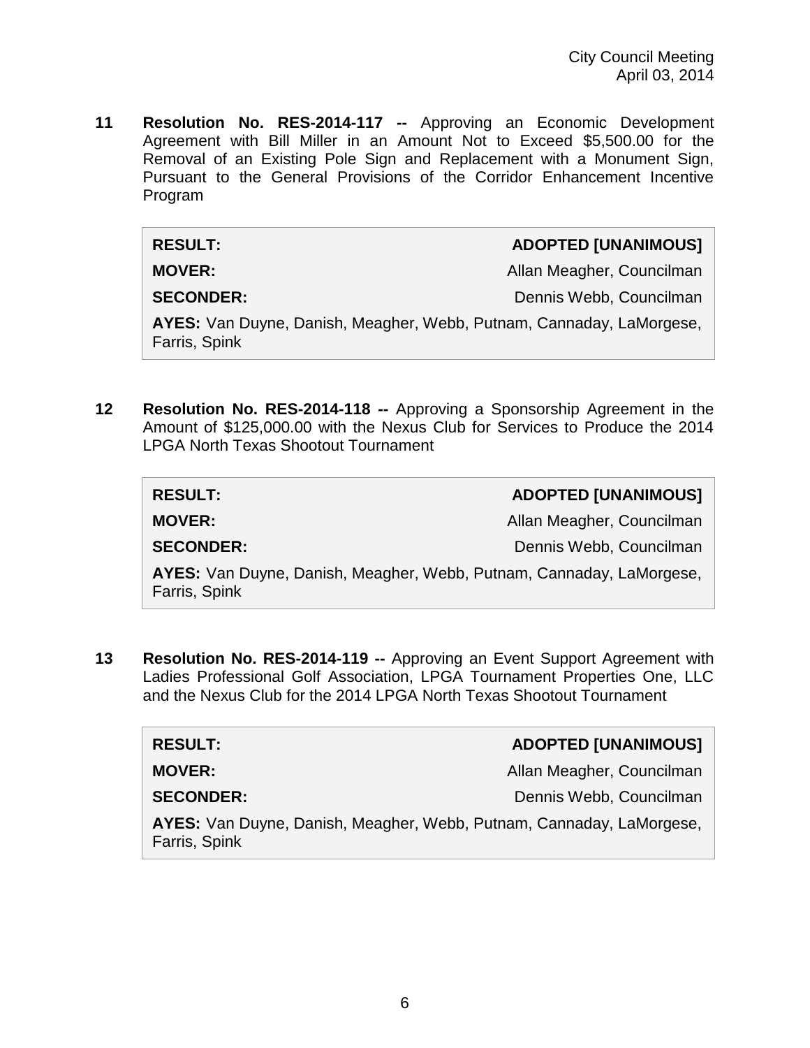**11 Resolution No. RES-2014-117 --** Approving an Economic Development Agreement with Bill Miller in an Amount Not to Exceed $5,500.00 for the Removal of an Existing Pole Sign and Replacement with a Monument Sign, Pursuant to the General Provisions of the Corridor Enhancement Incentive Program

| | |
|---|---|
| **RESULT:** | **ADOPTED [UNANIMOUS]** |
| **MOVER:** | Allan Meagher, Councilman |
| **SECONDER:** | Dennis Webb, Councilman |
| **AYES:** Van Duyne, Danish, Meagher, Webb, Putnam, Cannaday, LaMorgese, Farris, Spink | |

**12 Resolution No. RES-2014-118 --** Approving a Sponsorship Agreement in the Amount of $125,000.00 with the Nexus Club for Services to Produce the 2014 LPGA North Texas Shootout Tournament

| | |
|---|---|
| **RESULT:** | **ADOPTED [UNANIMOUS]** |
| **MOVER:** | Allan Meagher, Councilman |
| **SECONDER:** | Dennis Webb, Councilman |
| **AYES:** Van Duyne, Danish, Meagher, Webb, Putnam, Cannaday, LaMorgese, Farris, Spink | |

**13 Resolution No. RES-2014-119 --** Approving an Event Support Agreement with Ladies Professional Golf Association, LPGA Tournament Properties One, LLC and the Nexus Club for the 2014 LPGA North Texas Shootout Tournament

| | |
|---|---|
| **RESULT:** | **ADOPTED [UNANIMOUS]** |
| **MOVER:** | Allan Meagher, Councilman |
| **SECONDER:** | Dennis Webb, Councilman |
| **AYES:** Van Duyne, Danish, Meagher, Webb, Putnam, Cannaday, LaMorgese, Farris, Spink | |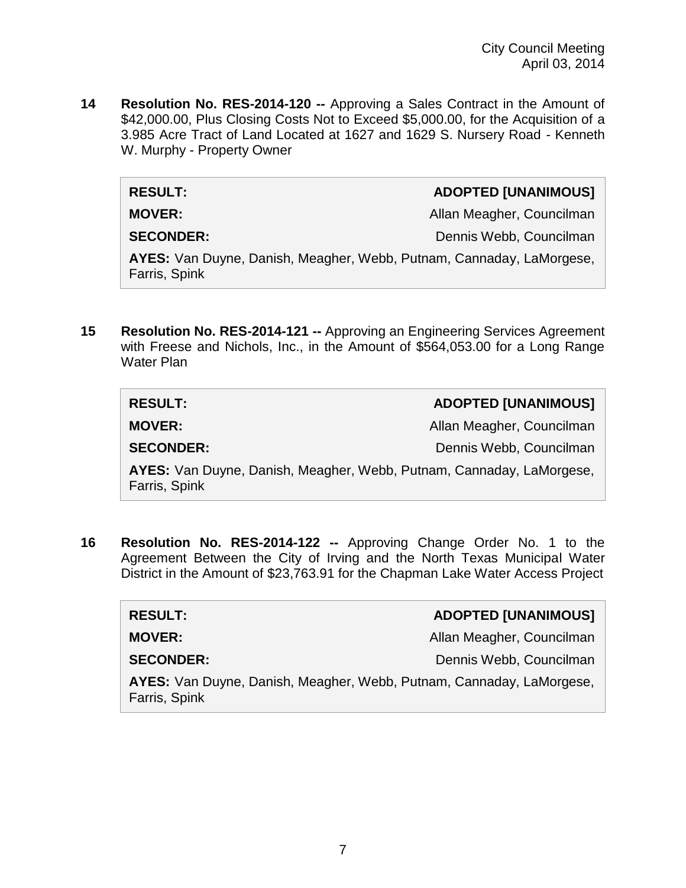**14 Resolution No. RES-2014-120 --** Approving a Sales Contract in the Amount of $42,000.00, Plus Closing Costs Not to Exceed $5,000.00, for the Acquisition of a 3.985 Acre Tract of Land Located at 1627 and 1629 S. Nursery Road - Kenneth W. Murphy - Property Owner

| | |
|---|---|
| **RESULT:** | **ADOPTED [UNANIMOUS]** |
| **MOVER:** | Allan Meagher, Councilman |
| **SECONDER:** | Dennis Webb, Councilman |
| **AYES:** Van Duyne, Danish, Meagher, Webb, Putnam, Cannaday, LaMorgese, Farris, Spink | |

**15 Resolution No. RES-2014-121 --** Approving an Engineering Services Agreement with Freese and Nichols, Inc., in the Amount of $564,053.00 for a Long Range Water Plan

| | |
|---|---|
| **RESULT:** | **ADOPTED [UNANIMOUS]** |
| **MOVER:** | Allan Meagher, Councilman |
| **SECONDER:** | Dennis Webb, Councilman |
| **AYES:** Van Duyne, Danish, Meagher, Webb, Putnam, Cannaday, LaMorgese, Farris, Spink | |

**16 Resolution No. RES-2014-122 --** Approving Change Order No. 1 to the Agreement Between the City of Irving and the North Texas Municipal Water District in the Amount of $23,763.91 for the Chapman Lake Water Access Project

| | |
|---|---|
| **RESULT:** | **ADOPTED [UNANIMOUS]** |
| **MOVER:** | Allan Meagher, Councilman |
| **SECONDER:** | Dennis Webb, Councilman |
| **AYES:** Van Duyne, Danish, Meagher, Webb, Putnam, Cannaday, LaMorgese, Farris, Spink | |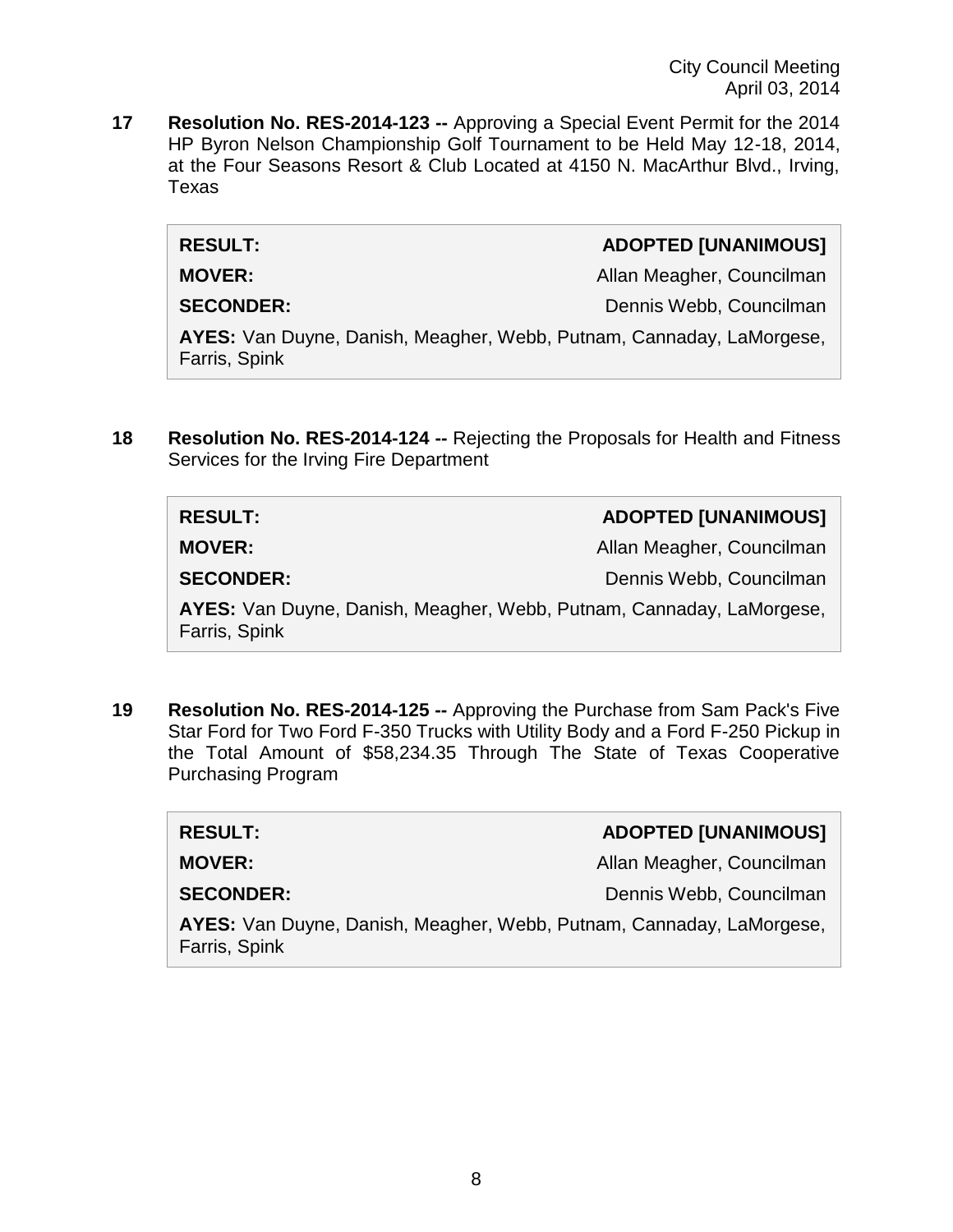**17 Resolution No. RES-2014-123 --** Approving a Special Event Permit for the 2014 HP Byron Nelson Championship Golf Tournament to be Held May 12-18, 2014, at the Four Seasons Resort & Club Located at 4150 N. MacArthur Blvd., Irving, Texas

| | |
|---|---|
| **RESULT:** | **ADOPTED [UNANIMOUS]** |
| **MOVER:** | Allan Meagher, Councilman |
| **SECONDER:** | Dennis Webb, Councilman |
| **AYES:** Van Duyne, Danish, Meagher, Webb, Putnam, Cannaday, LaMorgese, Farris, Spink | |

**18 Resolution No. RES-2014-124 --** Rejecting the Proposals for Health and Fitness Services for the Irving Fire Department

| | |
|---|---|
| **RESULT:** | **ADOPTED [UNANIMOUS]** |
| **MOVER:** | Allan Meagher, Councilman |
| **SECONDER:** | Dennis Webb, Councilman |
| **AYES:** Van Duyne, Danish, Meagher, Webb, Putnam, Cannaday, LaMorgese, Farris, Spink | |

**19 Resolution No. RES-2014-125 --** Approving the Purchase from Sam Pack's Five Star Ford for Two Ford F-350 Trucks with Utility Body and a Ford F-250 Pickup in the Total Amount of $58,234.35 Through The State of Texas Cooperative Purchasing Program

| | |
|---|---|
| **RESULT:** | **ADOPTED [UNANIMOUS]** |
| **MOVER:** | Allan Meagher, Councilman |
| **SECONDER:** | Dennis Webb, Councilman |
| **AYES:** Van Duyne, Danish, Meagher, Webb, Putnam, Cannaday, LaMorgese, Farris, Spink | |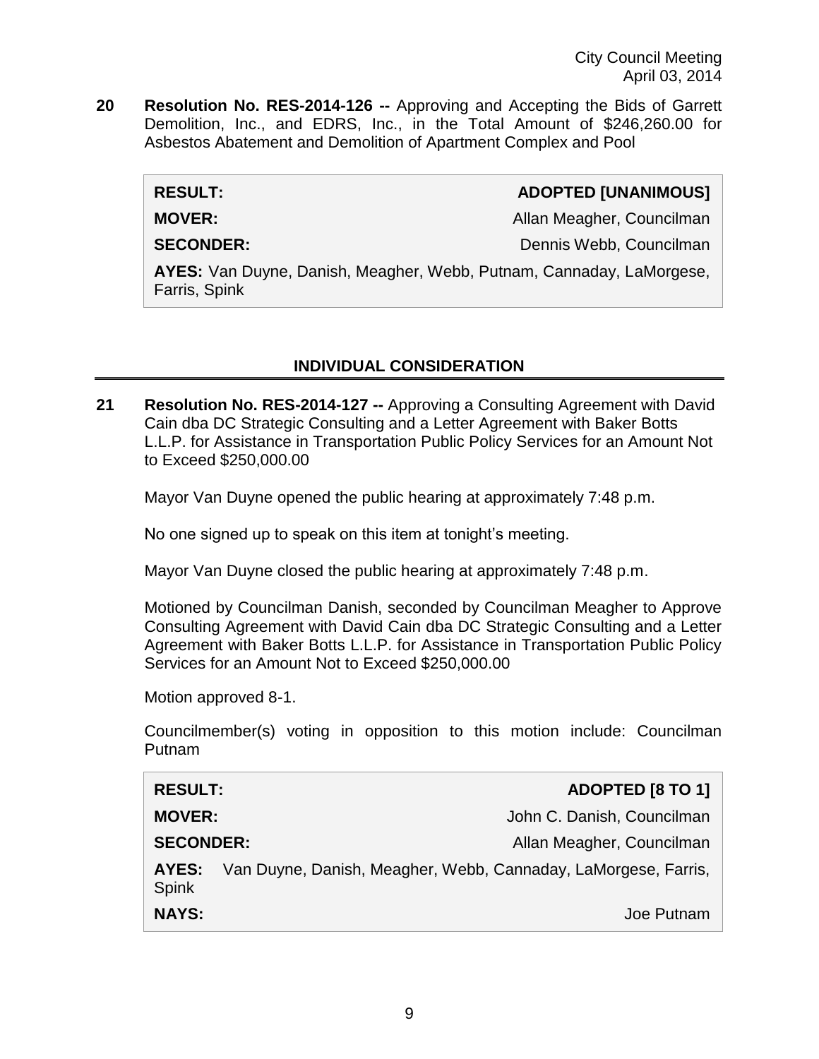**20 Resolution No. RES-2014-126 --** Approving and Accepting the Bids of Garrett Demolition, Inc., and EDRS, Inc., in the Total Amount of $246,260.00 for Asbestos Abatement and Demolition of Apartment Complex and Pool

| | |
|---|---|
| **RESULT:** | **ADOPTED [UNANIMOUS]** |
| **MOVER:** | Allan Meagher, Councilman |
| **SECONDER:** | Dennis Webb, Councilman |
| **AYES:** Van Duyne, Danish, Meagher, Webb, Putnam, Cannaday, LaMorgese, Farris, Spink | |

## INDIVIDUAL CONSIDERATION

**21 Resolution No. RES-2014-127 --** Approving a Consulting Agreement with David Cain dba DC Strategic Consulting and a Letter Agreement with Baker Botts L.L.P. for Assistance in Transportation Public Policy Services for an Amount Not to Exceed $250,000.00

Mayor Van Duyne opened the public hearing at approximately 7:48 p.m.

No one signed up to speak on this item at tonight's meeting.

Mayor Van Duyne closed the public hearing at approximately 7:48 p.m.

Motioned by Councilman Danish, seconded by Councilman Meagher to Approve Consulting Agreement with David Cain dba DC Strategic Consulting and a Letter Agreement with Baker Botts L.L.P. for Assistance in Transportation Public Policy Services for an Amount Not to Exceed $250,000.00

Motion approved 8-1.

Councilmember(s) voting in opposition to this motion include: Councilman Putnam

| | |
|---|---|
| **RESULT:** | **ADOPTED [8 TO 1]** |
| **MOVER:** | John C. Danish, Councilman |
| **SECONDER:** | Allan Meagher, Councilman |
| **AYES:** | Van Duyne, Danish, Meagher, Webb, Cannaday, LaMorgese, Farris, Spink |
| **NAYS:** | Joe Putnam |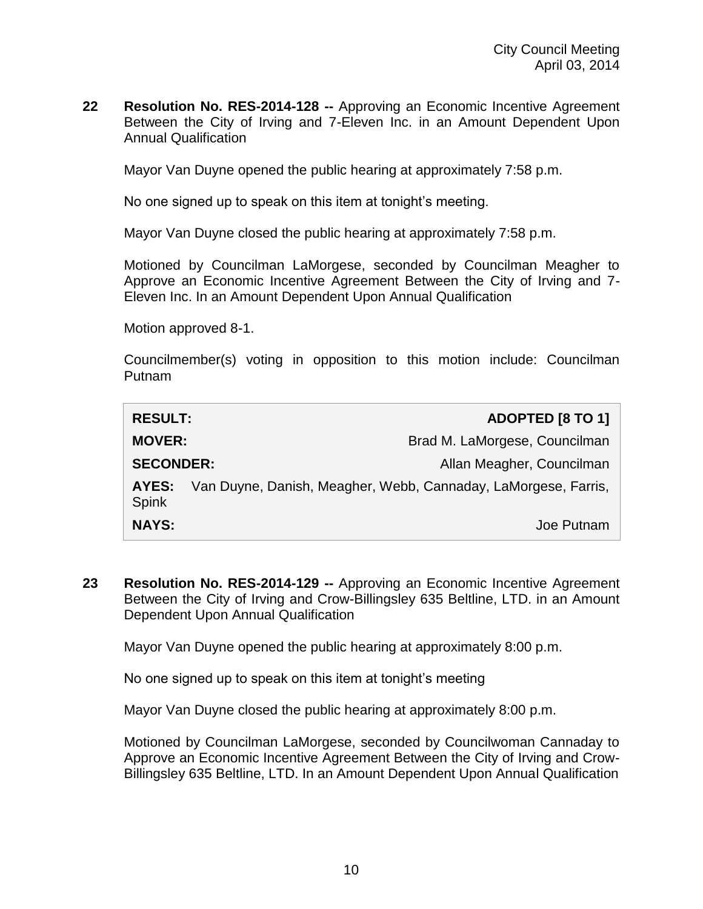**22 Resolution No. RES-2014-128 --** Approving an Economic Incentive Agreement Between the City of Irving and 7-Eleven Inc. in an Amount Dependent Upon Annual Qualification

Mayor Van Duyne opened the public hearing at approximately 7:58 p.m.

No one signed up to speak on this item at tonight's meeting.

Mayor Van Duyne closed the public hearing at approximately 7:58 p.m.

Motioned by Councilman LaMorgese, seconded by Councilman Meagher to Approve an Economic Incentive Agreement Between the City of Irving and 7-Eleven Inc. In an Amount Dependent Upon Annual Qualification

Motion approved 8-1.

Councilmember(s) voting in opposition to this motion include: Councilman Putnam

| | |
|---|---|
| **RESULT:** | **ADOPTED [8 TO 1]** |
| **MOVER:** | Brad M. LaMorgese, Councilman |
| **SECONDER:** | Allan Meagher, Councilman |
| **AYES:** | Van Duyne, Danish, Meagher, Webb, Cannaday, LaMorgese, Farris, Spink |
| **NAYS:** | Joe Putnam |

**23 Resolution No. RES-2014-129 --** Approving an Economic Incentive Agreement Between the City of Irving and Crow-Billingsley 635 Beltline, LTD. in an Amount Dependent Upon Annual Qualification

Mayor Van Duyne opened the public hearing at approximately 8:00 p.m.

No one signed up to speak on this item at tonight's meeting

Mayor Van Duyne closed the public hearing at approximately 8:00 p.m.

Motioned by Councilman LaMorgese, seconded by Councilwoman Cannaday to Approve an Economic Incentive Agreement Between the City of Irving and Crow-Billingsley 635 Beltline, LTD. In an Amount Dependent Upon Annual Qualification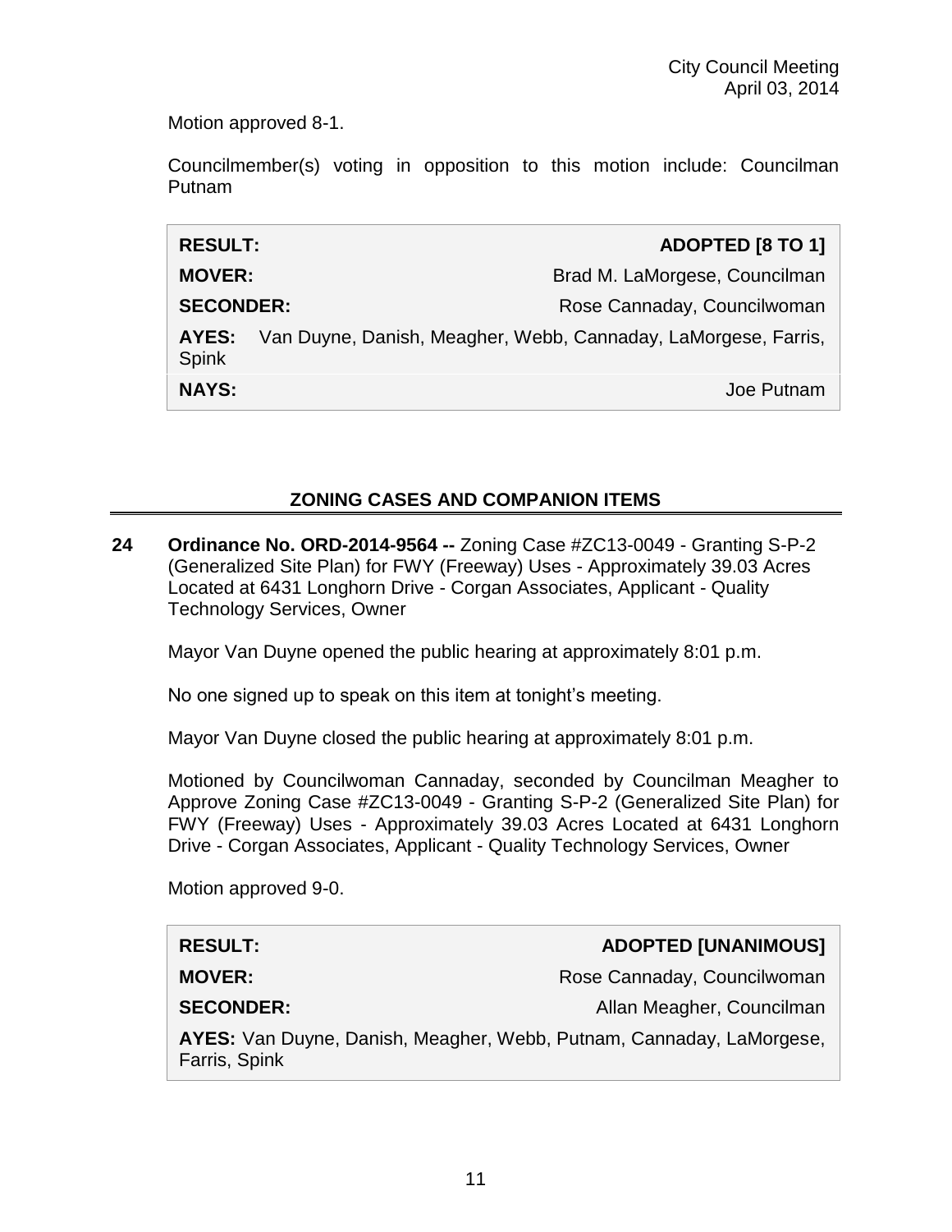Motion approved 8-1.

Councilmember(s) voting in opposition to this motion include: Councilman Putnam

| | |
|---|---|
| **RESULT:** | **ADOPTED [8 TO 1]** |
| **MOVER:** | Brad M. LaMorgese, Councilman |
| **SECONDER:** | Rose Cannaday, Councilwoman |
| **AYES:** | Van Duyne, Danish, Meagher, Webb, Cannaday, LaMorgese, Farris, Spink |
| **NAYS:** | Joe Putnam |

## ZONING CASES AND COMPANION ITEMS

**24 Ordinance No. ORD-2014-9564 --** Zoning Case #ZC13-0049 - Granting S-P-2 (Generalized Site Plan) for FWY (Freeway) Uses - Approximately 39.03 Acres Located at 6431 Longhorn Drive - Corgan Associates, Applicant - Quality Technology Services, Owner

Mayor Van Duyne opened the public hearing at approximately 8:01 p.m.

No one signed up to speak on this item at tonight's meeting.

Mayor Van Duyne closed the public hearing at approximately 8:01 p.m.

Motioned by Councilwoman Cannaday, seconded by Councilman Meagher to Approve Zoning Case #ZC13-0049 - Granting S-P-2 (Generalized Site Plan) for FWY (Freeway) Uses - Approximately 39.03 Acres Located at 6431 Longhorn Drive - Corgan Associates, Applicant - Quality Technology Services, Owner

Motion approved 9-0.

| | |
|---|---|
| **RESULT:** | **ADOPTED [UNANIMOUS]** |
| **MOVER:** | Rose Cannaday, Councilwoman |
| **SECONDER:** | Allan Meagher, Councilman |
| **AYES:** | Van Duyne, Danish, Meagher, Webb, Putnam, Cannaday, LaMorgese, Farris, Spink |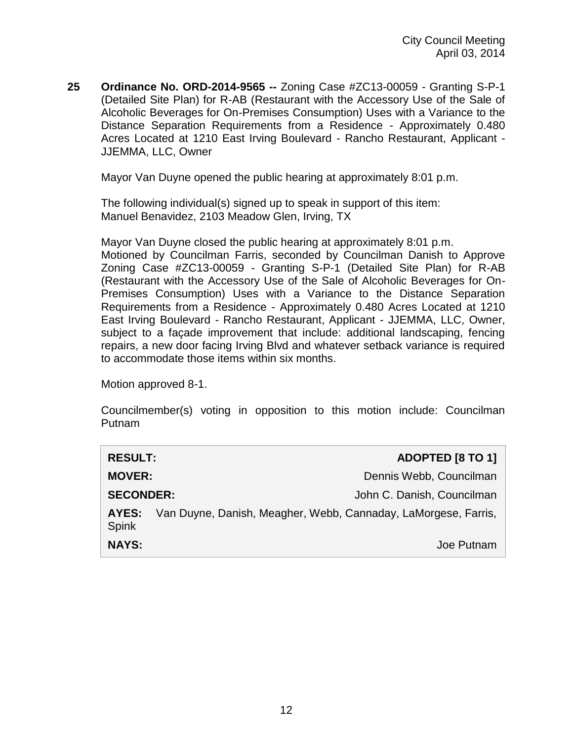**25 Ordinance No. ORD-2014-9565 --** Zoning Case #ZC13-00059 - Granting S-P-1 (Detailed Site Plan) for R-AB (Restaurant with the Accessory Use of the Sale of Alcoholic Beverages for On-Premises Consumption) Uses with a Variance to the Distance Separation Requirements from a Residence - Approximately 0.480 Acres Located at 1210 East Irving Boulevard - Rancho Restaurant, Applicant - JJEMMA, LLC, Owner

Mayor Van Duyne opened the public hearing at approximately 8:01 p.m.

The following individual(s) signed up to speak in support of this item:
Manuel Benavidez, 2103 Meadow Glen, Irving, TX

Mayor Van Duyne closed the public hearing at approximately 8:01 p.m.
Motioned by Councilman Farris, seconded by Councilman Danish to Approve Zoning Case #ZC13-00059 - Granting S-P-1 (Detailed Site Plan) for R-AB (Restaurant with the Accessory Use of the Sale of Alcoholic Beverages for On-Premises Consumption) Uses with a Variance to the Distance Separation Requirements from a Residence - Approximately 0.480 Acres Located at 1210 East Irving Boulevard - Rancho Restaurant, Applicant - JJEMMA, LLC, Owner, subject to a façade improvement that include: additional landscaping, fencing repairs, a new door facing Irving Blvd and whatever setback variance is required to accommodate those items within six months.

Motion approved 8-1.

Councilmember(s) voting in opposition to this motion include: Councilman Putnam

| | |
|---|---|
| **RESULT:** | **ADOPTED [8 TO 1]** |
| **MOVER:** | Dennis Webb, Councilman |
| **SECONDER:** | John C. Danish, Councilman |
| **AYES:** | Van Duyne, Danish, Meagher, Webb, Cannaday, LaMorgese, Farris, Spink |
| **NAYS:** | Joe Putnam |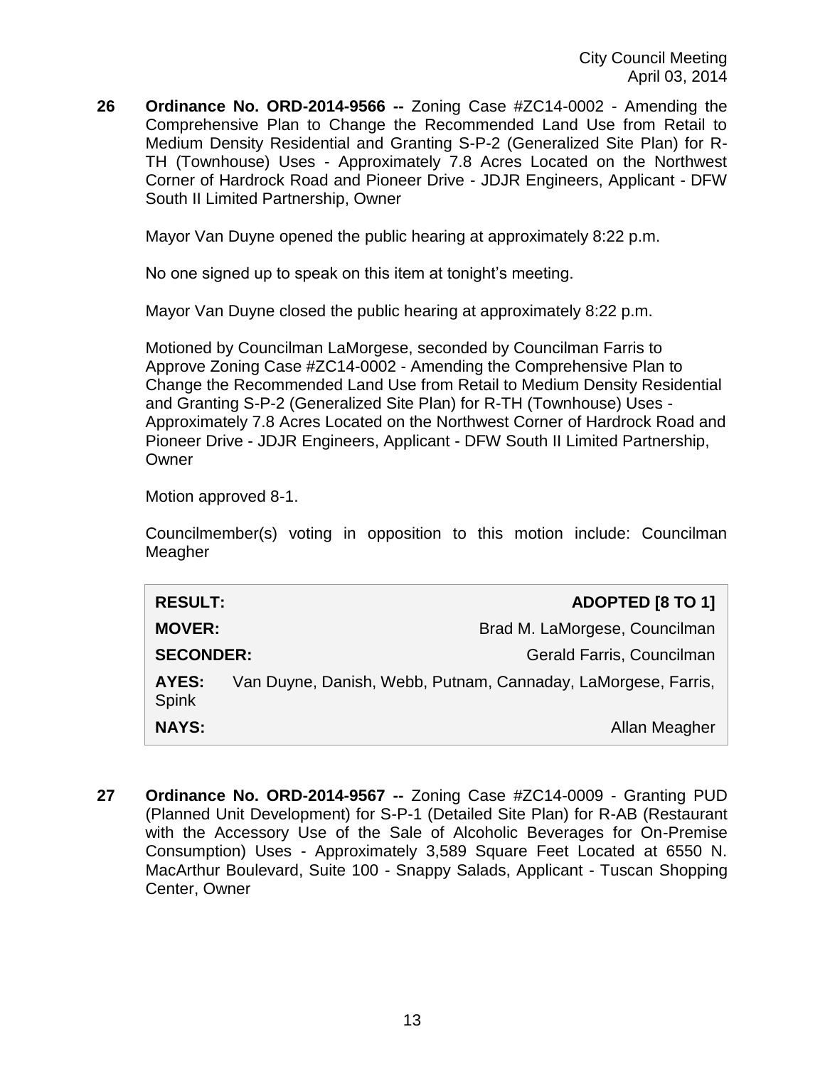**26 Ordinance No. ORD-2014-9566 --** Zoning Case #ZC14-0002 - Amending the Comprehensive Plan to Change the Recommended Land Use from Retail to Medium Density Residential and Granting S-P-2 (Generalized Site Plan) for R-TH (Townhouse) Uses - Approximately 7.8 Acres Located on the Northwest Corner of Hardrock Road and Pioneer Drive - JDJR Engineers, Applicant - DFW South II Limited Partnership, Owner

Mayor Van Duyne opened the public hearing at approximately 8:22 p.m.

No one signed up to speak on this item at tonight's meeting.

Mayor Van Duyne closed the public hearing at approximately 8:22 p.m.

Motioned by Councilman LaMorgese, seconded by Councilman Farris to Approve Zoning Case #ZC14-0002 - Amending the Comprehensive Plan to Change the Recommended Land Use from Retail to Medium Density Residential and Granting S-P-2 (Generalized Site Plan) for R-TH (Townhouse) Uses - Approximately 7.8 Acres Located on the Northwest Corner of Hardrock Road and Pioneer Drive - JDJR Engineers, Applicant - DFW South II Limited Partnership, Owner

Motion approved 8-1.

Councilmember(s) voting in opposition to this motion include: Councilman Meagher

| | |
|---|---|
| **RESULT:** | **ADOPTED [8 TO 1]** |
| **MOVER:** | Brad M. LaMorgese, Councilman |
| **SECONDER:** | Gerald Farris, Councilman |
| **AYES:** | Van Duyne, Danish, Webb, Putnam, Cannaday, LaMorgese, Farris, Spink |
| **NAYS:** | Allan Meagher |

**27 Ordinance No. ORD-2014-9567 --** Zoning Case #ZC14-0009 - Granting PUD (Planned Unit Development) for S-P-1 (Detailed Site Plan) for R-AB (Restaurant with the Accessory Use of the Sale of Alcoholic Beverages for On-Premise Consumption) Uses - Approximately 3,589 Square Feet Located at 6550 N. MacArthur Boulevard, Suite 100 - Snappy Salads, Applicant - Tuscan Shopping Center, Owner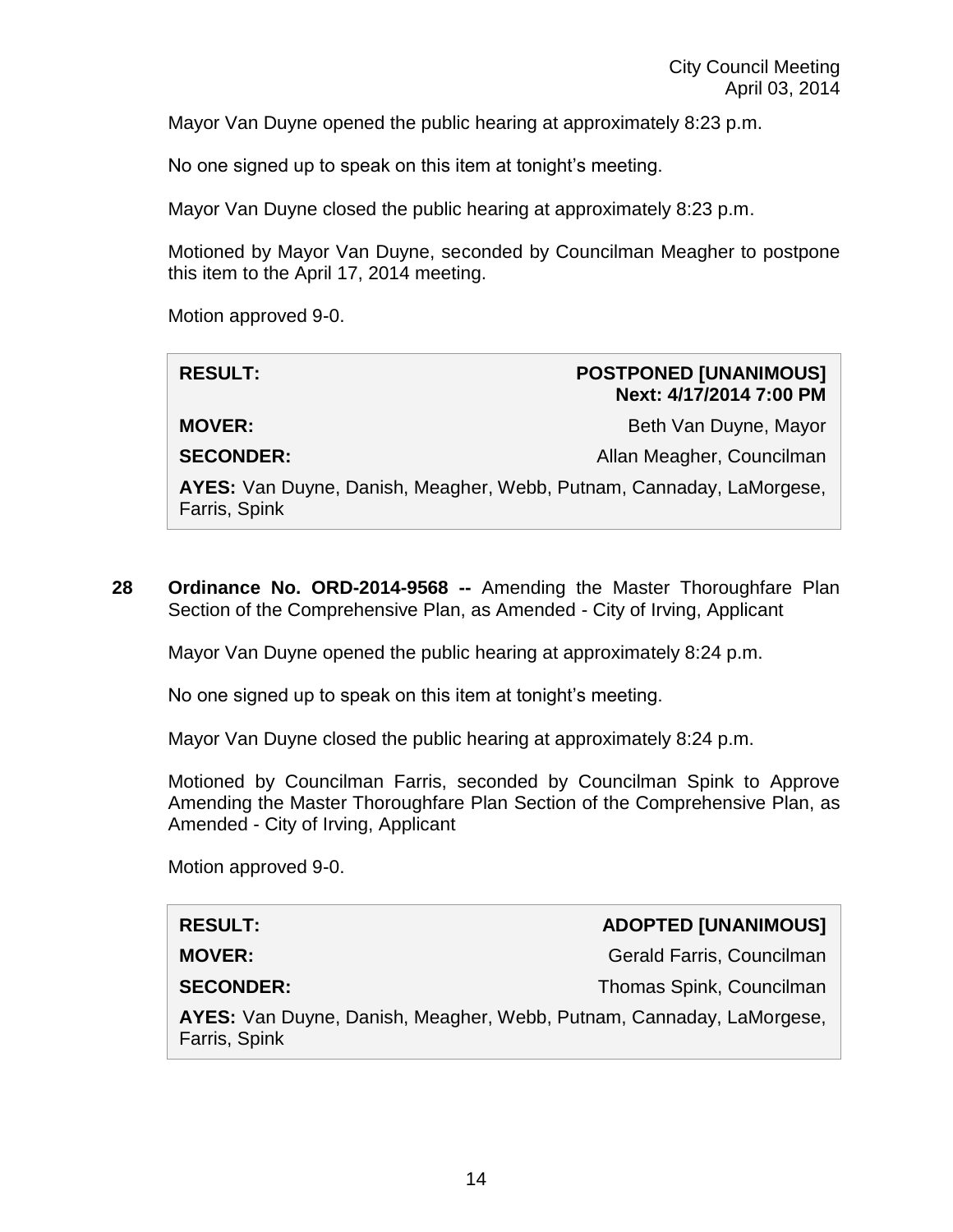Mayor Van Duyne opened the public hearing at approximately 8:23 p.m.

No one signed up to speak on this item at tonight's meeting.

Mayor Van Duyne closed the public hearing at approximately 8:23 p.m.

Motioned by Mayor Van Duyne, seconded by Councilman Meagher to postpone this item to the April 17, 2014 meeting.

Motion approved 9-0.

| | |
|---|---|
| **RESULT:** | **POSTPONED [UNANIMOUS] Next: 4/17/2014 7:00 PM** |
| **MOVER:** | Beth Van Duyne, Mayor |
| **SECONDER:** | Allan Meagher, Councilman |
| **AYES:** Van Duyne, Danish, Meagher, Webb, Putnam, Cannaday, LaMorgese, Farris, Spink | |

**28 Ordinance No. ORD-2014-9568 --** Amending the Master Thoroughfare Plan Section of the Comprehensive Plan, as Amended - City of Irving, Applicant

Mayor Van Duyne opened the public hearing at approximately 8:24 p.m.

No one signed up to speak on this item at tonight's meeting.

Mayor Van Duyne closed the public hearing at approximately 8:24 p.m.

Motioned by Councilman Farris, seconded by Councilman Spink to Approve Amending the Master Thoroughfare Plan Section of the Comprehensive Plan, as Amended - City of Irving, Applicant

Motion approved 9-0.

| | |
|---|---|
| **RESULT:** | **ADOPTED [UNANIMOUS]** |
| **MOVER:** | Gerald Farris, Councilman |
| **SECONDER:** | Thomas Spink, Councilman |
| **AYES:** Van Duyne, Danish, Meagher, Webb, Putnam, Cannaday, LaMorgese, Farris, Spink | |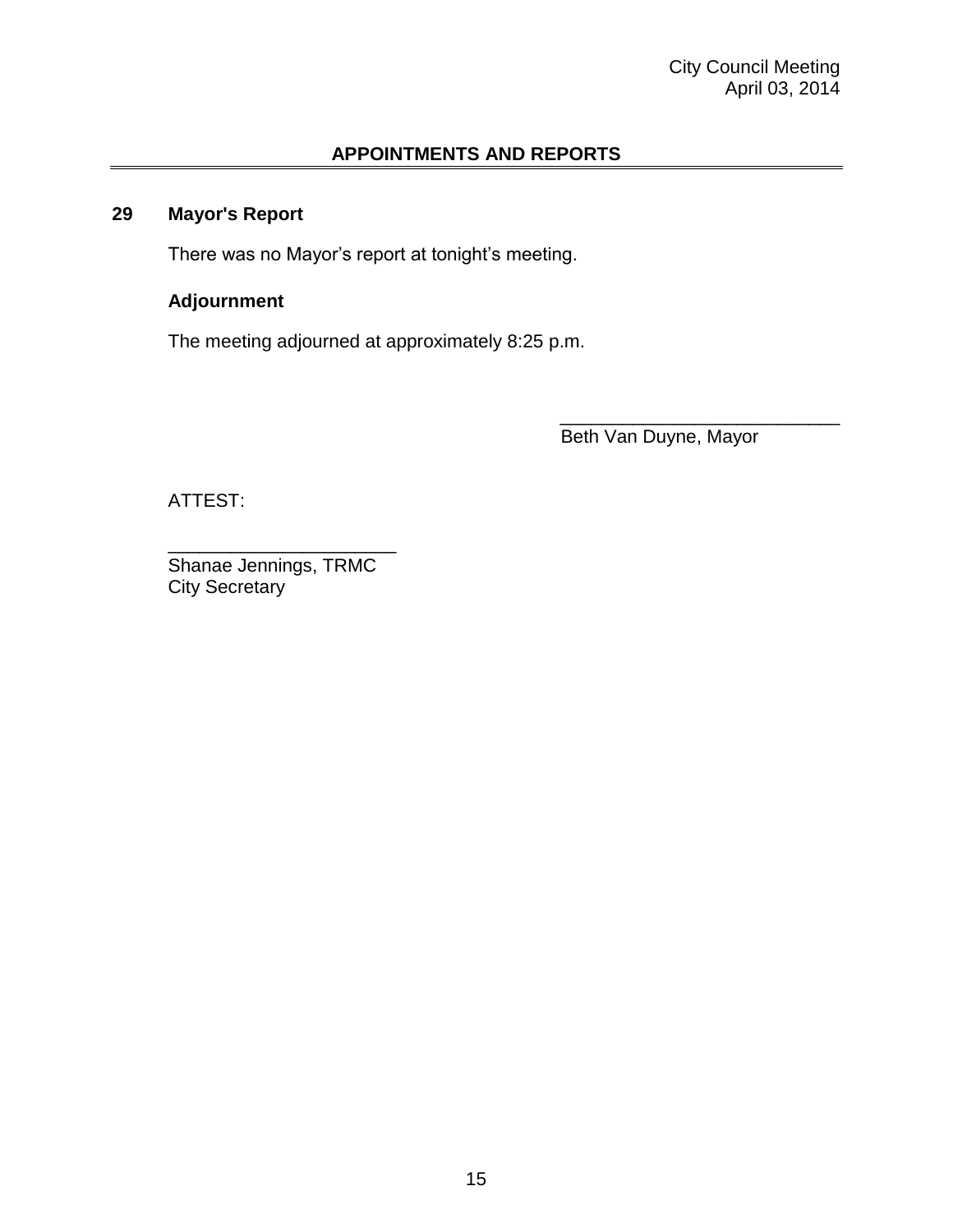## APPOINTMENTS AND REPORTS

**29 Mayor's Report**

There was no Mayor's report at tonight's meeting.

**Adjournment**

The meeting adjourned at approximately 8:25 p.m.

\_\_\_\_\_\_\_\_\_\_\_\_\_\_\_\_\_\_\_\_\_\_\_\_\_\_\_\_
Beth Van Duyne, Mayor

ATTEST:

\_\_\_\_\_\_\_\_\_\_\_\_\_\_\_\_\_\_\_\_\_\_
Shanae Jennings, TRMC
City Secretary